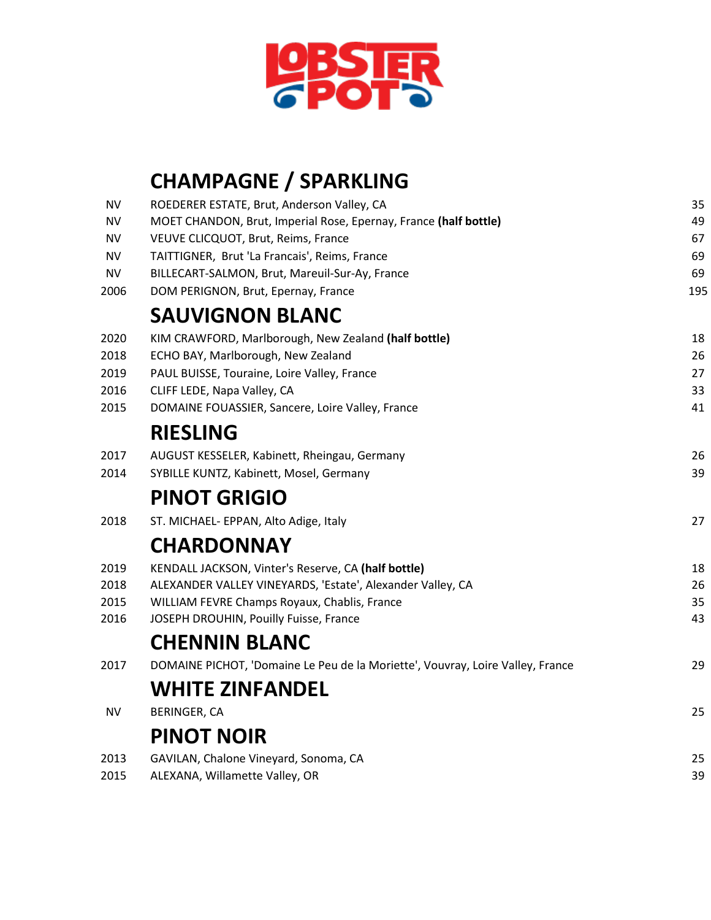# LOBSTER POT

## CHAMPAGNE / SPARKLING

| | | |
|---|---|---|
| NV | ROEDERER ESTATE, Brut, Anderson Valley, CA | 35 |
| NV | MOET CHANDON, Brut, Imperial Rose, Epernay, France **(half bottle)** | 49 |
| NV | VEUVE CLICQUOT, Brut, Reims, France | 67 |
| NV | TAITTIGNER, Brut 'La Francais', Reims, France | 69 |
| NV | BILLECART-SALMON, Brut, Mareuil-Sur-Ay, France | 69 |
| 2006 | DOM PERIGNON, Brut, Epernay, France | 195 |

## SAUVIGNON BLANC

| | | |
|---|---|---|
| 2020 | KIM CRAWFORD, Marlborough, New Zealand **(half bottle)** | 18 |
| 2018 | ECHO BAY, Marlborough, New Zealand | 26 |
| 2019 | PAUL BUISSE, Touraine, Loire Valley, France | 27 |
| 2016 | CLIFF LEDE, Napa Valley, CA | 33 |
| 2015 | DOMAINE FOUASSIER, Sancere, Loire Valley, France | 41 |

## RIESLING

| | | |
|---|---|---|
| 2017 | AUGUST KESSELER, Kabinett, Rheingau, Germany | 26 |
| 2014 | SYBILLE KUNTZ, Kabinett, Mosel, Germany | 39 |

## PINOT GRIGIO

| | | |
|---|---|---|
| 2018 | ST. MICHAEL- EPPAN, Alto Adige, Italy | 27 |

## CHARDONNAY

| | | |
|---|---|---|
| 2019 | KENDALL JACKSON, Vinter's Reserve, CA **(half bottle)** | 18 |
| 2018 | ALEXANDER VALLEY VINEYARDS, 'Estate', Alexander Valley, CA | 26 |
| 2015 | WILLIAM FEVRE Champs Royaux, Chablis, France | 35 |
| 2016 | JOSEPH DROUHIN, Pouilly Fuisse, France | 43 |

## CHENNIN BLANC

| | | |
|---|---|---|
| 2017 | DOMAINE PICHOT, 'Domaine Le Peu de la Moriette', Vouvray, Loire Valley, France | 29 |

## WHITE ZINFANDEL

| | | |
|---|---|---|
| NV | BERINGER, CA | 25 |

## PINOT NOIR

| | | |
|---|---|---|
| 2013 | GAVILAN, Chalone Vineyard, Sonoma, CA | 25 |
| 2015 | ALEXANA, Willamette Valley, OR | 39 |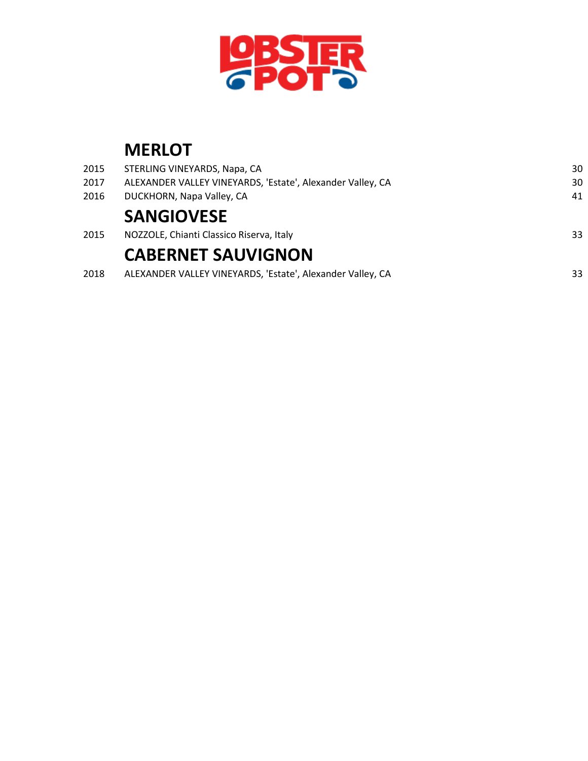LOBSTER POT

## MERLOT

| | | |
|---|---|---|
| 2015 | STERLING VINEYARDS, Napa, CA | 30 |
| 2017 | ALEXANDER VALLEY VINEYARDS, 'Estate', Alexander Valley, CA | 30 |
| 2016 | DUCKHORN, Napa Valley, CA | 41 |

## SANGIOVESE

| | | |
|---|---|---|
| 2015 | NOZZOLE, Chianti Classico Riserva, Italy | 33 |

## CABERNET SAUVIGNON

| | | |
|---|---|---|
| 2018 | ALEXANDER VALLEY VINEYARDS, 'Estate', Alexander Valley, CA | 33 |